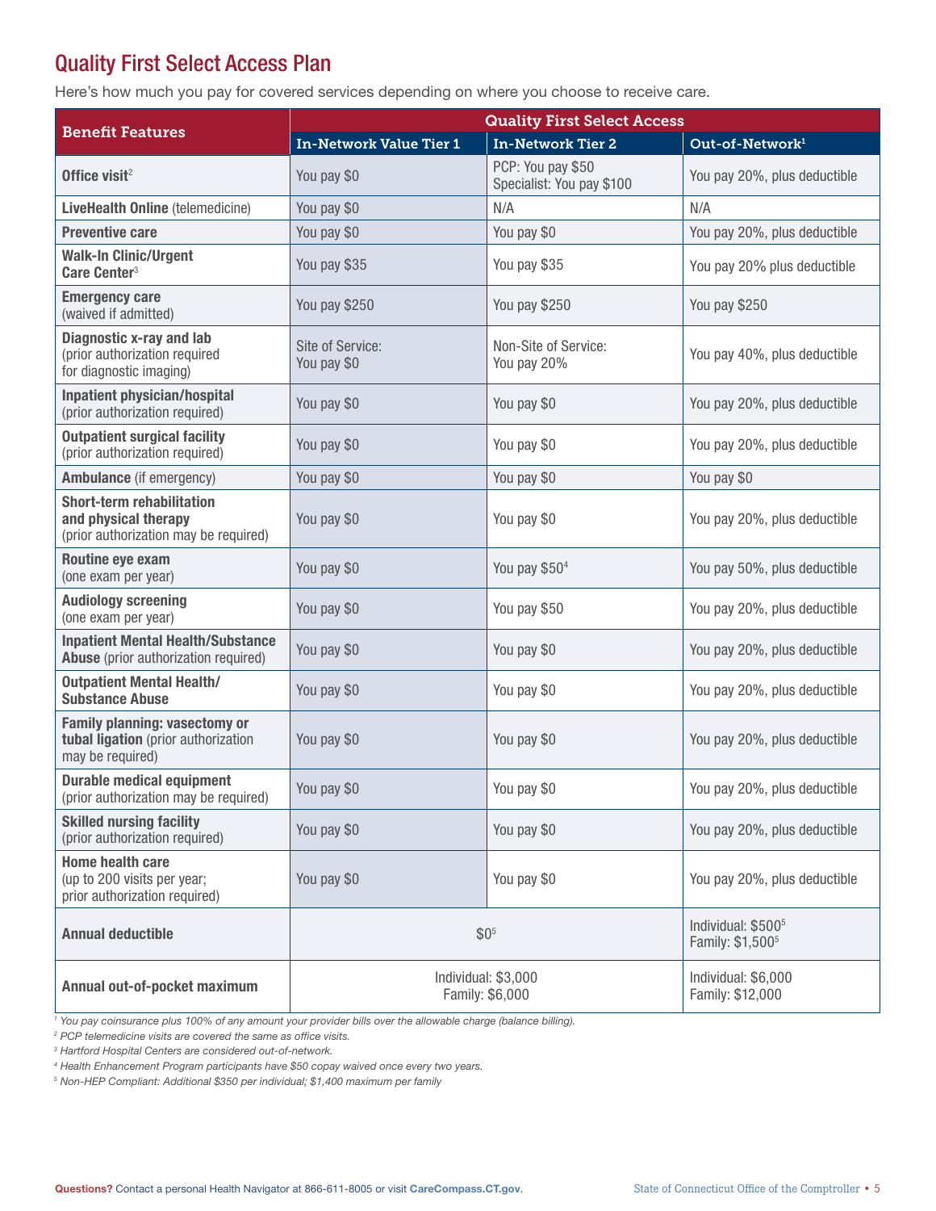# Quality First Select Access Plan

Here's how much you pay for covered services depending on where you choose to receive care.

| Benefit Features | Quality First Select Access | | |
|---|---|---|---|
| | In-Network Value Tier 1 | In-Network Tier 2 | Out-of-Network[1] |
| **Office visit**[2] | You pay $0 | PCP: You pay $50<br>Specialist: You pay $100 | You pay 20%, plus deductible |
| **LiveHealth Online** (telemedicine) | You pay $0 | N/A | N/A |
| **Preventive care** | You pay $0 | You pay $0 | You pay 20%, plus deductible |
| **Walk-In Clinic/Urgent Care Center**[3] | You pay $35 | You pay $35 | You pay 20% plus deductible |
| **Emergency care** (waived if admitted) | You pay $250 | You pay $250 | You pay $250 |
| **Diagnostic x-ray and lab** (prior authorization required for diagnostic imaging) | Site of Service: You pay $0 | Non-Site of Service: You pay 20% | You pay 40%, plus deductible |
| **Inpatient physician/hospital** (prior authorization required) | You pay $0 | You pay $0 | You pay 20%, plus deductible |
| **Outpatient surgical facility** (prior authorization required) | You pay $0 | You pay $0 | You pay 20%, plus deductible |
| **Ambulance** (if emergency) | You pay $0 | You pay $0 | You pay $0 |
| **Short-term rehabilitation and physical therapy** (prior authorization may be required) | You pay $0 | You pay $0 | You pay 20%, plus deductible |
| **Routine eye exam** (one exam per year) | You pay $0 | You pay $50[4] | You pay 50%, plus deductible |
| **Audiology screening** (one exam per year) | You pay $0 | You pay $50 | You pay 20%, plus deductible |
| **Inpatient Mental Health/Substance Abuse** (prior authorization required) | You pay $0 | You pay $0 | You pay 20%, plus deductible |
| **Outpatient Mental Health/ Substance Abuse** | You pay $0 | You pay $0 | You pay 20%, plus deductible |
| **Family planning: vasectomy or tubal ligation** (prior authorization may be required) | You pay $0 | You pay $0 | You pay 20%, plus deductible |
| **Durable medical equipment** (prior authorization may be required) | You pay $0 | You pay $0 | You pay 20%, plus deductible |
| **Skilled nursing facility** (prior authorization required) | You pay $0 | You pay $0 | You pay 20%, plus deductible |
| **Home health care** (up to 200 visits per year; prior authorization required) | You pay $0 | You pay $0 | You pay 20%, plus deductible |
| **Annual deductible** | $0[5] | | Individual: $500[5]<br>Family: $1,500[5] |
| **Annual out-of-pocket maximum** | Individual: $3,000<br>Family: $6,000 | | Individual: $6,000<br>Family: $12,000 |

*[1] You pay coinsurance plus 100% of any amount your provider bills over the allowable charge (balance billing).*

*[2] PCP telemedicine visits are covered the same as office visits.*

*[3] Hartford Hospital Centers are considered out-of-network.*

*[4] Health Enhancement Program participants have $50 copay waived once every two years.*

*[5] Non-HEP Compliant: Additional $350 per individual; $1,400 maximum per family*

**Questions?** Contact a personal Health Navigator at 866-611-8005 or visit **CareCompass.CT.gov**.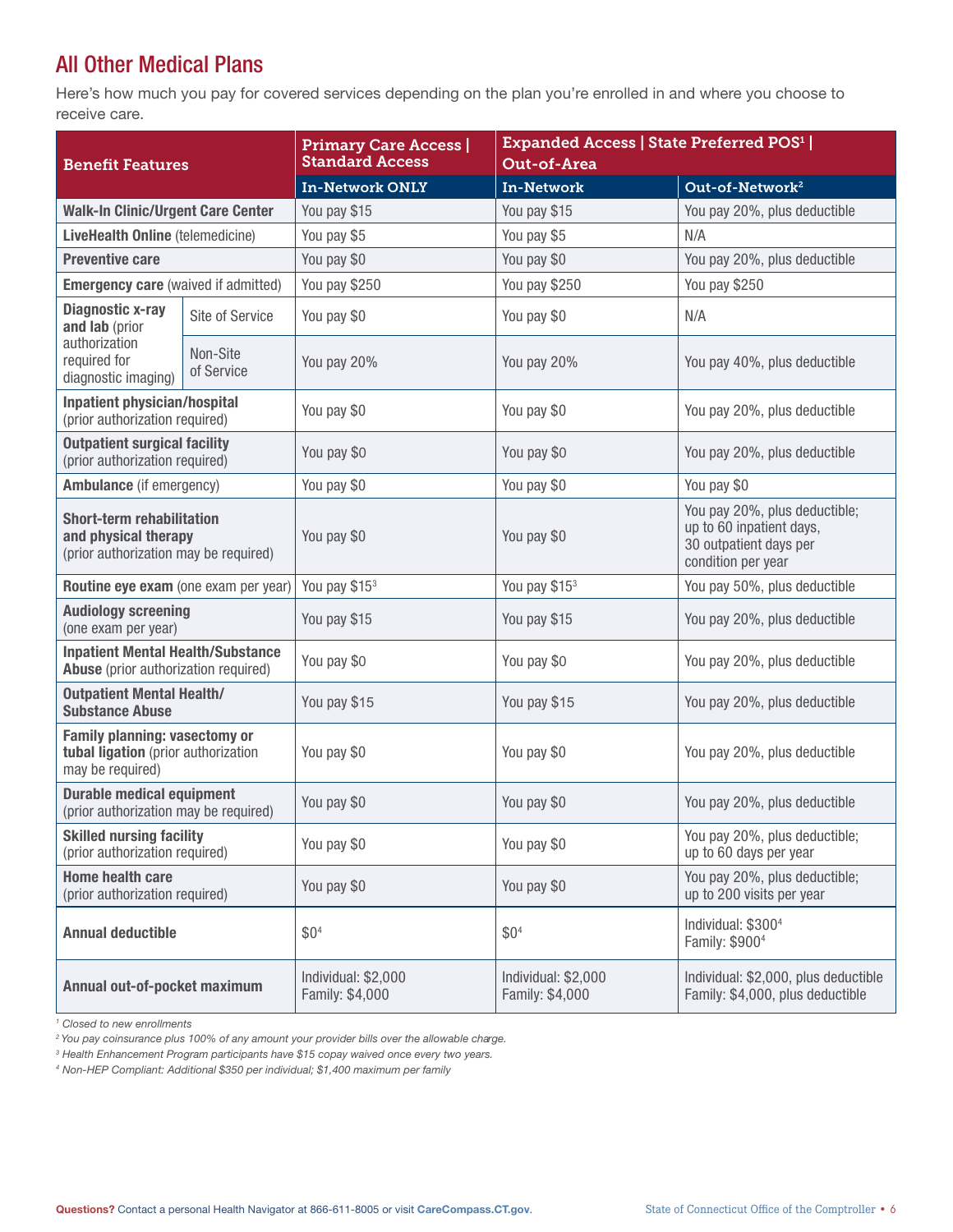## All Other Medical Plans

Here's how much you pay for covered services depending on the plan you're enrolled in and where you choose to receive care.

| Benefit Features | | Primary Care Access \| Standard Access | Expanded Access \| State Preferred POS[1] \| Out-of-Area | |
|---|---|---|---|---|
| | | In-Network ONLY | In-Network | Out-of-Network[2] |
| **Walk-In Clinic/Urgent Care Center** | | You pay $15 | You pay $15 | You pay 20%, plus deductible |
| **LiveHealth Online** (telemedicine) | | You pay $5 | You pay $5 | N/A |
| **Preventive care** | | You pay $0 | You pay $0 | You pay 20%, plus deductible |
| **Emergency care** (waived if admitted) | | You pay $250 | You pay $250 | You pay $250 |
| **Diagnostic x-ray and lab** (prior authorization required for diagnostic imaging) | Site of Service | You pay $0 | You pay $0 | N/A |
| | Non-Site of Service | You pay 20% | You pay 20% | You pay 40%, plus deductible |
| **Inpatient physician/hospital** (prior authorization required) | | You pay $0 | You pay $0 | You pay 20%, plus deductible |
| **Outpatient surgical facility** (prior authorization required) | | You pay $0 | You pay $0 | You pay 20%, plus deductible |
| **Ambulance** (if emergency) | | You pay $0 | You pay $0 | You pay $0 |
| **Short-term rehabilitation and physical therapy** (prior authorization may be required) | | You pay $0 | You pay $0 | You pay 20%, plus deductible; up to 60 inpatient days, 30 outpatient days per condition per year |
| **Routine eye exam** (one exam per year) | | You pay $15[3] | You pay $15[3] | You pay 50%, plus deductible |
| **Audiology screening** (one exam per year) | | You pay $15 | You pay $15 | You pay 20%, plus deductible |
| **Inpatient Mental Health/Substance Abuse** (prior authorization required) | | You pay $0 | You pay $0 | You pay 20%, plus deductible |
| **Outpatient Mental Health/ Substance Abuse** | | You pay $15 | You pay $15 | You pay 20%, plus deductible |
| **Family planning: vasectomy or tubal ligation** (prior authorization may be required) | | You pay $0 | You pay $0 | You pay 20%, plus deductible |
| **Durable medical equipment** (prior authorization may be required) | | You pay $0 | You pay $0 | You pay 20%, plus deductible |
| **Skilled nursing facility** (prior authorization required) | | You pay $0 | You pay $0 | You pay 20%, plus deductible; up to 60 days per year |
| **Home health care** (prior authorization required) | | You pay $0 | You pay $0 | You pay 20%, plus deductible; up to 200 visits per year |
| **Annual deductible** | | $0[4] | $0[4] | Individual: $300[4] Family: $900[4] |
| **Annual out-of-pocket maximum** | | Individual: $2,000 Family: $4,000 | Individual: $2,000 Family: $4,000 | Individual: $2,000, plus deductible Family: $4,000, plus deductible |

*[1] Closed to new enrollments*
*[2] You pay coinsurance plus 100% of any amount your provider bills over the allowable charge.*
*[3] Health Enhancement Program participants have $15 copay waived once every two years.*
*[4] Non-HEP Compliant: Additional $350 per individual; $1,400 maximum per family*

**Questions?** Contact a personal Health Navigator at 866-611-8005 or visit **CareCompass.CT.gov**.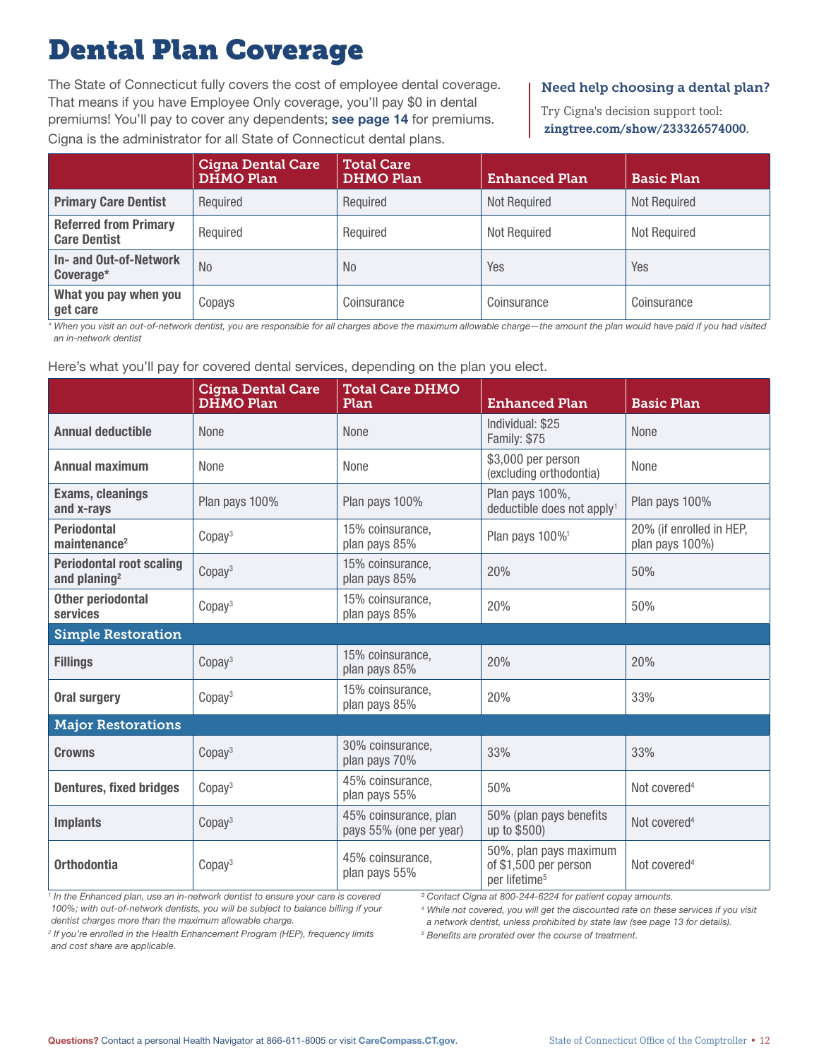# Dental Plan Coverage

The State of Connecticut fully covers the cost of employee dental coverage. That means if you have Employee Only coverage, you'll pay $0 in dental premiums! You'll pay to cover any dependents; **see page 14** for premiums. Cigna is the administrator for all State of Connecticut dental plans.

### Need help choosing a dental plan?

Try Cigna's decision support tool: **zingtree.com/show/233326574000**.

| | Cigna Dental Care DHMO Plan | Total Care DHMO Plan | Enhanced Plan | Basic Plan |
|---|---|---|---|---|
| **Primary Care Dentist** | Required | Required | Not Required | Not Required |
| **Referred from Primary Care Dentist** | Required | Required | Not Required | Not Required |
| **In- and Out-of-Network Coverage*** | No | No | Yes | Yes |
| **What you pay when you get care** | Copays | Coinsurance | Coinsurance | Coinsurance |

*\* When you visit an out-of-network dentist, you are responsible for all charges above the maximum allowable charge—the amount the plan would have paid if you had visited an in-network dentist*

Here's what you'll pay for covered dental services, depending on the plan you elect.

| | Cigna Dental Care DHMO Plan | Total Care DHMO Plan | Enhanced Plan | Basic Plan |
|---|---|---|---|---|
| **Annual deductible** | None | None | Individual: $25<br>Family: $75 | None |
| **Annual maximum** | None | None | $3,000 per person (excluding orthodontia) | None |
| **Exams, cleanings and x-rays** | Plan pays 100% | Plan pays 100% | Plan pays 100%, deductible does not apply[1] | Plan pays 100% |
| **Periodontal maintenance[2]** | Copay[3] | 15% coinsurance, plan pays 85% | Plan pays 100%[1] | 20% (if enrolled in HEP, plan pays 100%) |
| **Periodontal root scaling and planing[2]** | Copay[3] | 15% coinsurance, plan pays 85% | 20% | 50% |
| **Other periodontal services** | Copay[3] | 15% coinsurance, plan pays 85% | 20% | 50% |
| **Simple Restoration** | | | | |
| **Fillings** | Copay[3] | 15% coinsurance, plan pays 85% | 20% | 20% |
| **Oral surgery** | Copay[3] | 15% coinsurance, plan pays 85% | 20% | 33% |
| **Major Restorations** | | | | |
| **Crowns** | Copay[3] | 30% coinsurance, plan pays 70% | 33% | 33% |
| **Dentures, fixed bridges** | Copay[3] | 45% coinsurance, plan pays 55% | 50% | Not covered[4] |
| **Implants** | Copay[3] | 45% coinsurance, plan pays 55% (one per year) | 50% (plan pays benefits up to $500) | Not covered[4] |
| **Orthodontia** | Copay[3] | 45% coinsurance, plan pays 55% | 50%, plan pays maximum of $1,500 per person per lifetime[5] | Not covered[4] |

*[1] In the Enhanced plan, use an in-network dentist to ensure your care is covered 100%; with out-of-network dentists, you will be subject to balance billing if your dentist charges more than the maximum allowable charge.*

*[2] If you're enrolled in the Health Enhancement Program (HEP), frequency limits and cost share are applicable.*

*[3] Contact Cigna at 800-244-6224 for patient copay amounts.*

*[4] While not covered, you will get the discounted rate on these services if you visit a network dentist, unless prohibited by state law (see page 13 for details).*

*[5] Benefits are prorated over the course of treatment.*

**Questions?** Contact a personal Health Navigator at 866-611-8005 or visit **CareCompass.CT.gov**.